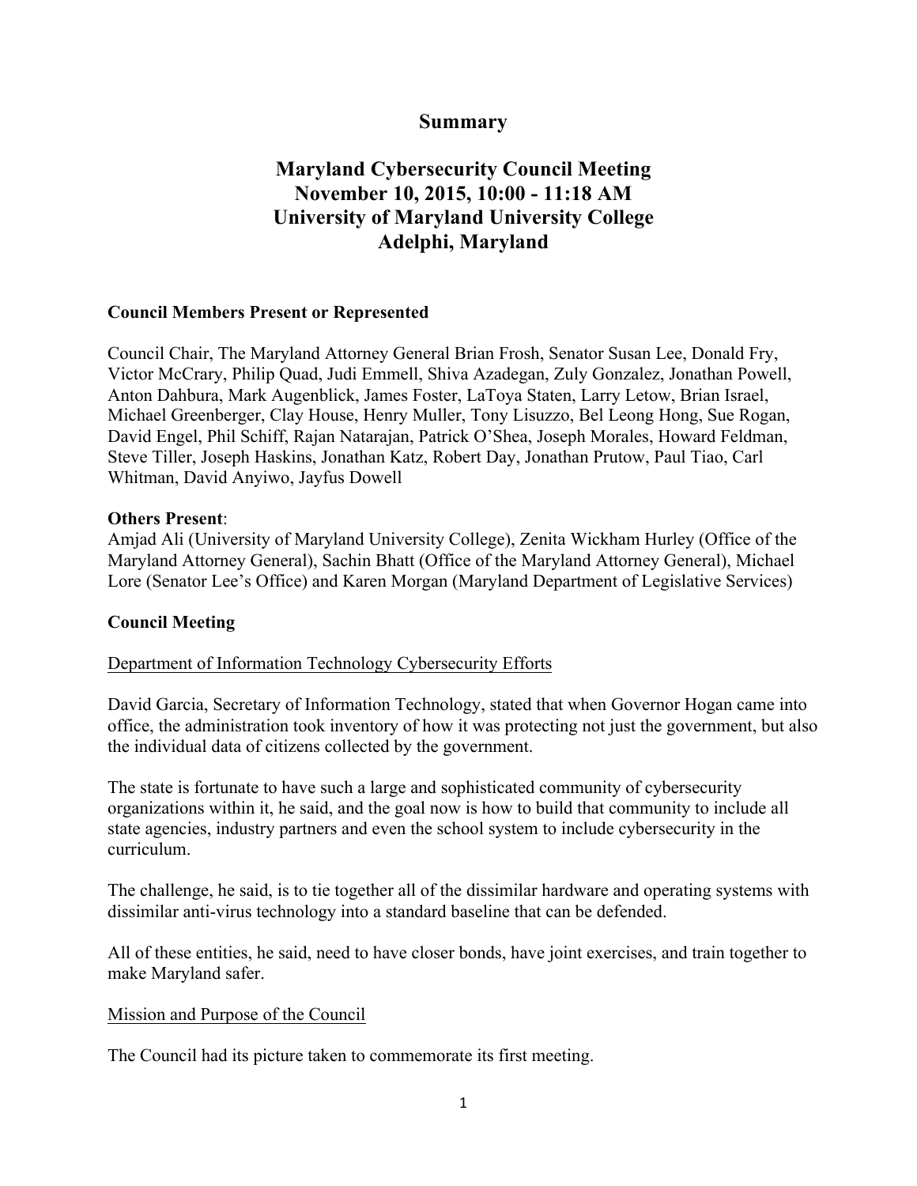# Summary

## Maryland Cybersecurity Council Meeting
## November 10, 2015, 10:00 - 11:18 AM
## University of Maryland University College
## Adelphi, Maryland

**Council Members Present or Represented**

Council Chair, The Maryland Attorney General Brian Frosh, Senator Susan Lee, Donald Fry, Victor McCrary, Philip Quad, Judi Emmell, Shiva Azadegan, Zuly Gonzalez, Jonathan Powell, Anton Dahbura, Mark Augenblick, James Foster, LaToya Staten, Larry Letow, Brian Israel, Michael Greenberger, Clay House, Henry Muller, Tony Lisuzzo, Bel Leong Hong, Sue Rogan, David Engel, Phil Schiff, Rajan Natarajan, Patrick O'Shea, Joseph Morales, Howard Feldman, Steve Tiller, Joseph Haskins, Jonathan Katz, Robert Day, Jonathan Prutow, Paul Tiao, Carl Whitman, David Anyiwo, Jayfus Dowell

**Others Present**:
Amjad Ali (University of Maryland University College), Zenita Wickham Hurley (Office of the Maryland Attorney General), Sachin Bhatt (Office of the Maryland Attorney General), Michael Lore (Senator Lee's Office) and Karen Morgan (Maryland Department of Legislative Services)

**Council Meeting**

Department of Information Technology Cybersecurity Efforts

David Garcia, Secretary of Information Technology, stated that when Governor Hogan came into office, the administration took inventory of how it was protecting not just the government, but also the individual data of citizens collected by the government.

The state is fortunate to have such a large and sophisticated community of cybersecurity organizations within it, he said, and the goal now is how to build that community to include all state agencies, industry partners and even the school system to include cybersecurity in the curriculum.

The challenge, he said, is to tie together all of the dissimilar hardware and operating systems with dissimilar anti-virus technology into a standard baseline that can be defended.

All of these entities, he said, need to have closer bonds, have joint exercises, and train together to make Maryland safer.

Mission and Purpose of the Council

The Council had its picture taken to commemorate its first meeting.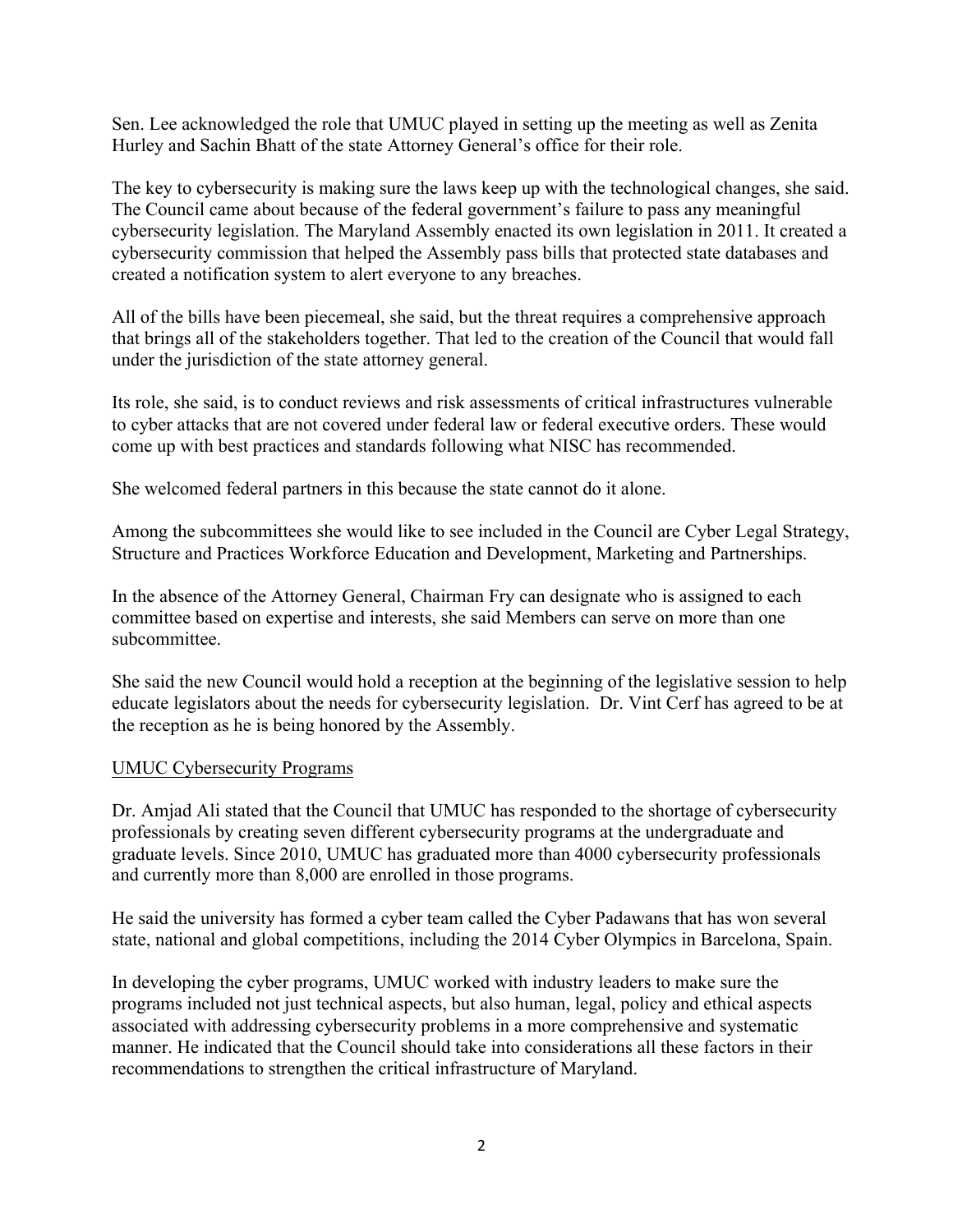Sen. Lee acknowledged the role that UMUC played in setting up the meeting as well as Zenita Hurley and Sachin Bhatt of the state Attorney General's office for their role.

The key to cybersecurity is making sure the laws keep up with the technological changes, she said. The Council came about because of the federal government's failure to pass any meaningful cybersecurity legislation. The Maryland Assembly enacted its own legislation in 2011. It created a cybersecurity commission that helped the Assembly pass bills that protected state databases and created a notification system to alert everyone to any breaches.

All of the bills have been piecemeal, she said, but the threat requires a comprehensive approach that brings all of the stakeholders together. That led to the creation of the Council that would fall under the jurisdiction of the state attorney general.

Its role, she said, is to conduct reviews and risk assessments of critical infrastructures vulnerable to cyber attacks that are not covered under federal law or federal executive orders. These would come up with best practices and standards following what NISC has recommended.

She welcomed federal partners in this because the state cannot do it alone.

Among the subcommittees she would like to see included in the Council are Cyber Legal Strategy, Structure and Practices Workforce Education and Development, Marketing and Partnerships.

In the absence of the Attorney General, Chairman Fry can designate who is assigned to each committee based on expertise and interests, she said Members can serve on more than one subcommittee.

She said the new Council would hold a reception at the beginning of the legislative session to help educate legislators about the needs for cybersecurity legislation. Dr. Vint Cerf has agreed to be at the reception as he is being honored by the Assembly.

<u>UMUC Cybersecurity Programs</u>

Dr. Amjad Ali stated that the Council that UMUC has responded to the shortage of cybersecurity professionals by creating seven different cybersecurity programs at the undergraduate and graduate levels. Since 2010, UMUC has graduated more than 4000 cybersecurity professionals and currently more than 8,000 are enrolled in those programs.

He said the university has formed a cyber team called the Cyber Padawans that has won several state, national and global competitions, including the 2014 Cyber Olympics in Barcelona, Spain.

In developing the cyber programs, UMUC worked with industry leaders to make sure the programs included not just technical aspects, but also human, legal, policy and ethical aspects associated with addressing cybersecurity problems in a more comprehensive and systematic manner. He indicated that the Council should take into considerations all these factors in their recommendations to strengthen the critical infrastructure of Maryland.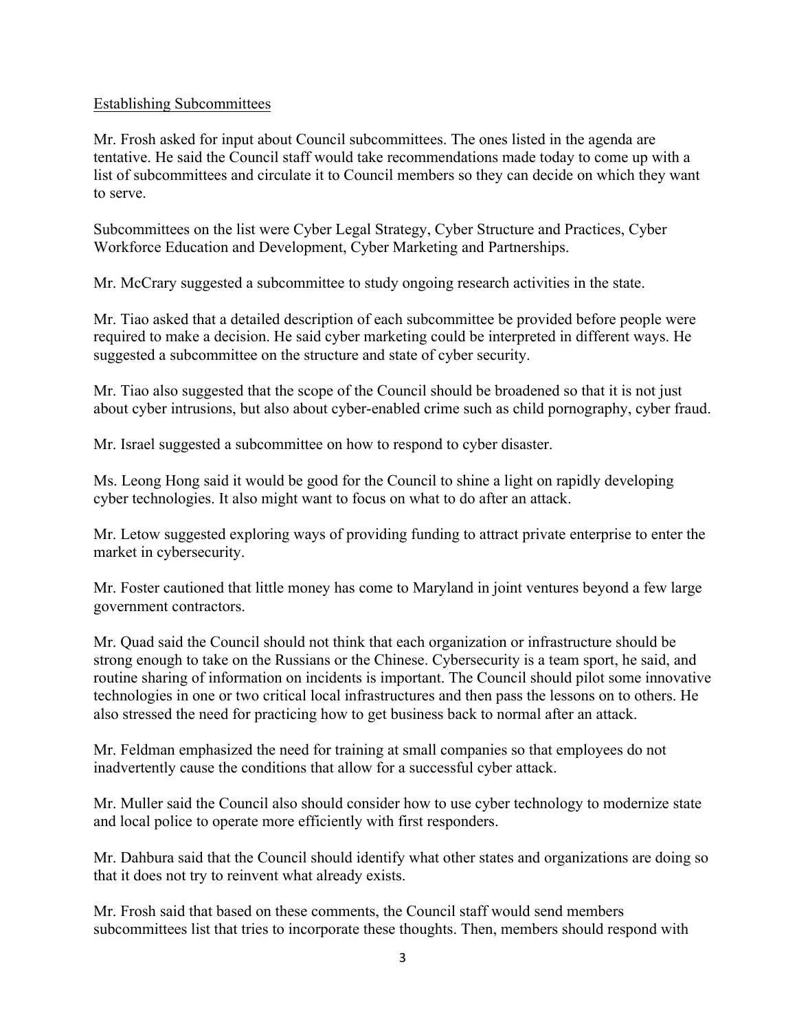Establishing Subcommittees

Mr. Frosh asked for input about Council subcommittees. The ones listed in the agenda are tentative. He said the Council staff would take recommendations made today to come up with a list of subcommittees and circulate it to Council members so they can decide on which they want to serve.

Subcommittees on the list were Cyber Legal Strategy, Cyber Structure and Practices, Cyber Workforce Education and Development, Cyber Marketing and Partnerships.

Mr. McCrary suggested a subcommittee to study ongoing research activities in the state.

Mr. Tiao asked that a detailed description of each subcommittee be provided before people were required to make a decision. He said cyber marketing could be interpreted in different ways. He suggested a subcommittee on the structure and state of cyber security.

Mr. Tiao also suggested that the scope of the Council should be broadened so that it is not just about cyber intrusions, but also about cyber-enabled crime such as child pornography, cyber fraud.

Mr. Israel suggested a subcommittee on how to respond to cyber disaster.

Ms. Leong Hong said it would be good for the Council to shine a light on rapidly developing cyber technologies. It also might want to focus on what to do after an attack.

Mr. Letow suggested exploring ways of providing funding to attract private enterprise to enter the market in cybersecurity.

Mr. Foster cautioned that little money has come to Maryland in joint ventures beyond a few large government contractors.

Mr. Quad said the Council should not think that each organization or infrastructure should be strong enough to take on the Russians or the Chinese. Cybersecurity is a team sport, he said, and routine sharing of information on incidents is important. The Council should pilot some innovative technologies in one or two critical local infrastructures and then pass the lessons on to others. He also stressed the need for practicing how to get business back to normal after an attack.

Mr. Feldman emphasized the need for training at small companies so that employees do not inadvertently cause the conditions that allow for a successful cyber attack.

Mr. Muller said the Council also should consider how to use cyber technology to modernize state and local police to operate more efficiently with first responders.

Mr. Dahbura said that the Council should identify what other states and organizations are doing so that it does not try to reinvent what already exists.

Mr. Frosh said that based on these comments, the Council staff would send members subcommittees list that tries to incorporate these thoughts. Then, members should respond with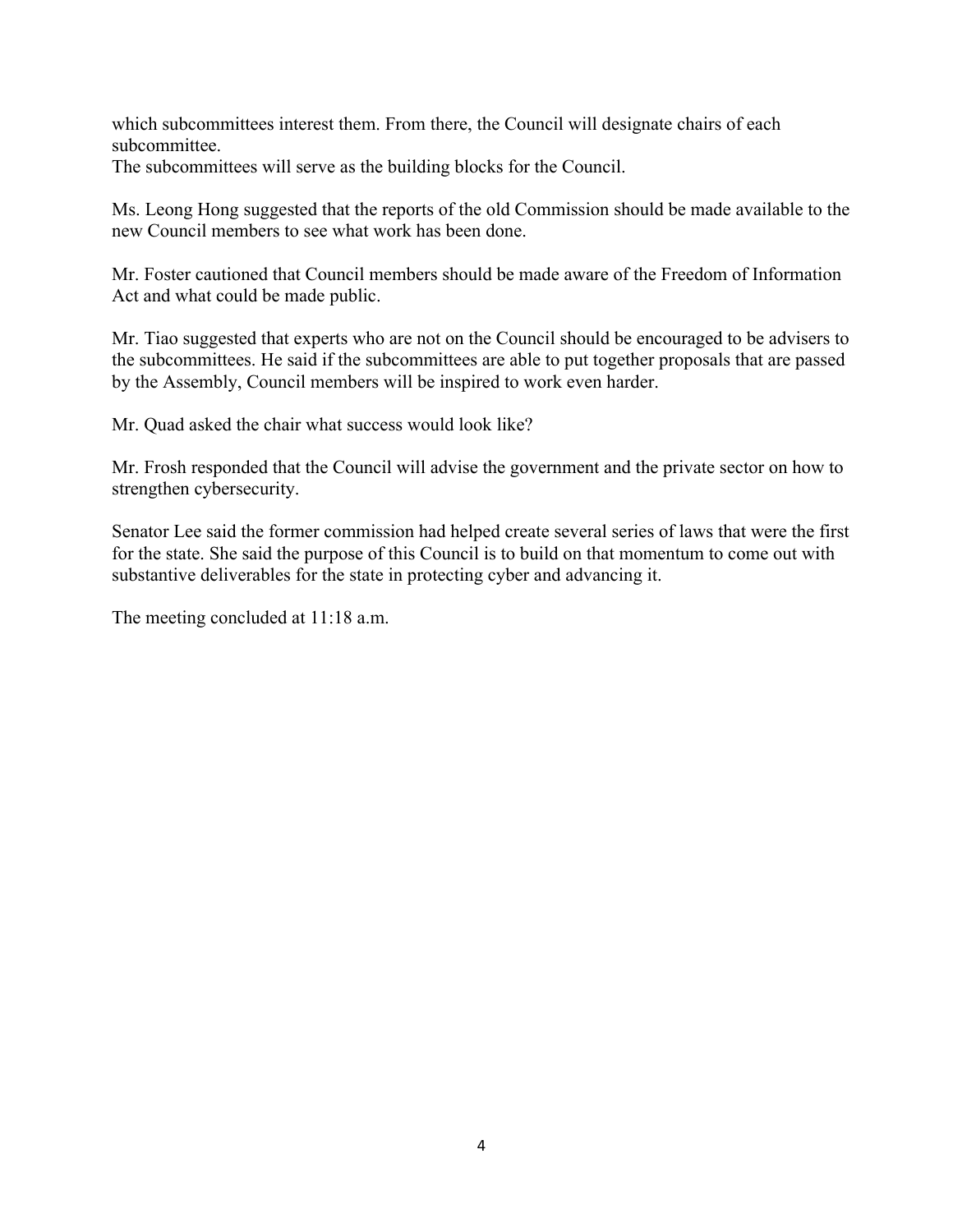which subcommittees interest them. From there, the Council will designate chairs of each subcommittee.
The subcommittees will serve as the building blocks for the Council.

Ms. Leong Hong suggested that the reports of the old Commission should be made available to the new Council members to see what work has been done.

Mr. Foster cautioned that Council members should be made aware of the Freedom of Information Act and what could be made public.

Mr. Tiao suggested that experts who are not on the Council should be encouraged to be advisers to the subcommittees. He said if the subcommittees are able to put together proposals that are passed by the Assembly, Council members will be inspired to work even harder.

Mr. Quad asked the chair what success would look like?

Mr. Frosh responded that the Council will advise the government and the private sector on how to strengthen cybersecurity.

Senator Lee said the former commission had helped create several series of laws that were the first for the state. She said the purpose of this Council is to build on that momentum to come out with substantive deliverables for the state in protecting cyber and advancing it.

The meeting concluded at 11:18 a.m.